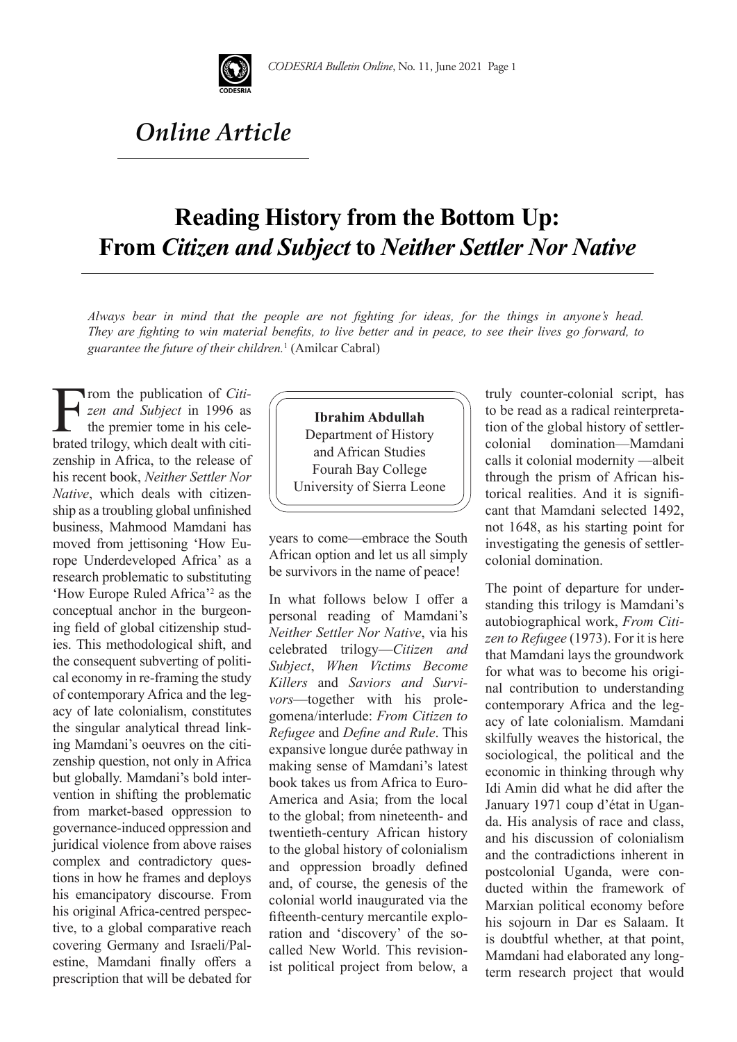*Online Article*

# Reading History from the Bottom Up: From *Citizen and Subject* to *Neither Settler Nor Native*

*Always bear in mind that the people are not fighting for ideas, for the things in anyone's head. They are fighting to win material benefits, to live better and in peace, to see their lives go forward, to guarantee the future of their children.*[1] (Amilcar Cabral)

**Ibrahim Abdullah**
Department of History and African Studies
Fourah Bay College
University of Sierra Leone

From the publication of *Citizen and Subject* in 1996 as the premier tome in his celebrated trilogy, which dealt with citizenship in Africa, to the release of his recent book, *Neither Settler Nor Native*, which deals with citizenship as a troubling global unfinished business, Mahmood Mamdani has moved from jettisoning 'How Europe Underdeveloped Africa' as a research problematic to substituting 'How Europe Ruled Africa'[2] as the conceptual anchor in the burgeoning field of global citizenship studies. This methodological shift, and the consequent subverting of political economy in re-framing the study of contemporary Africa and the legacy of late colonialism, constitutes the singular analytical thread linking Mamdani's oeuvres on the citizenship question, not only in Africa but globally. Mamdani's bold intervention in shifting the problematic from market-based oppression to governance-induced oppression and juridical violence from above raises complex and contradictory questions in how he frames and deploys his emancipatory discourse. From his original Africa-centred perspective, to a global comparative reach covering Germany and Israeli/Palestine, Mamdani finally offers a prescription that will be debated for years to come—embrace the South African option and let us all simply be survivors in the name of peace!

In what follows below I offer a personal reading of Mamdani's *Neither Settler Nor Native*, via his celebrated trilogy—*Citizen and Subject*, *When Victims Become Killers* and *Saviors and Survivors*—together with his prolegomena/interlude: *From Citizen to Refugee* and *Define and Rule*. This expansive longue durée pathway in making sense of Mamdani's latest book takes us from Africa to Euro-America and Asia; from the local to the global; from nineteenth- and twentieth-century African history to the global history of colonialism and oppression broadly defined and, of course, the genesis of the colonial world inaugurated via the fifteenth-century mercantile exploration and 'discovery' of the so-called New World. This revisionist political project from below, a truly counter-colonial script, has to be read as a radical reinterpretation of the global history of settler-colonial domination—Mamdani calls it colonial modernity —albeit through the prism of African historical realities. And it is significant that Mamdani selected 1492, not 1648, as his starting point for investigating the genesis of settler-colonial domination.

The point of departure for understanding this trilogy is Mamdani's autobiographical work, *From Citizen to Refugee* (1973). For it is here that Mamdani lays the groundwork for what was to become his original contribution to understanding contemporary Africa and the legacy of late colonialism. Mamdani skilfully weaves the historical, the sociological, the political and the economic in thinking through why Idi Amin did what he did after the January 1971 coup d'état in Uganda. His analysis of race and class, and his discussion of colonialism and the contradictions inherent in postcolonial Uganda, were conducted within the framework of Marxian political economy before his sojourn in Dar es Salaam. It is doubtful whether, at that point, Mamdani had elaborated any long-term research project that would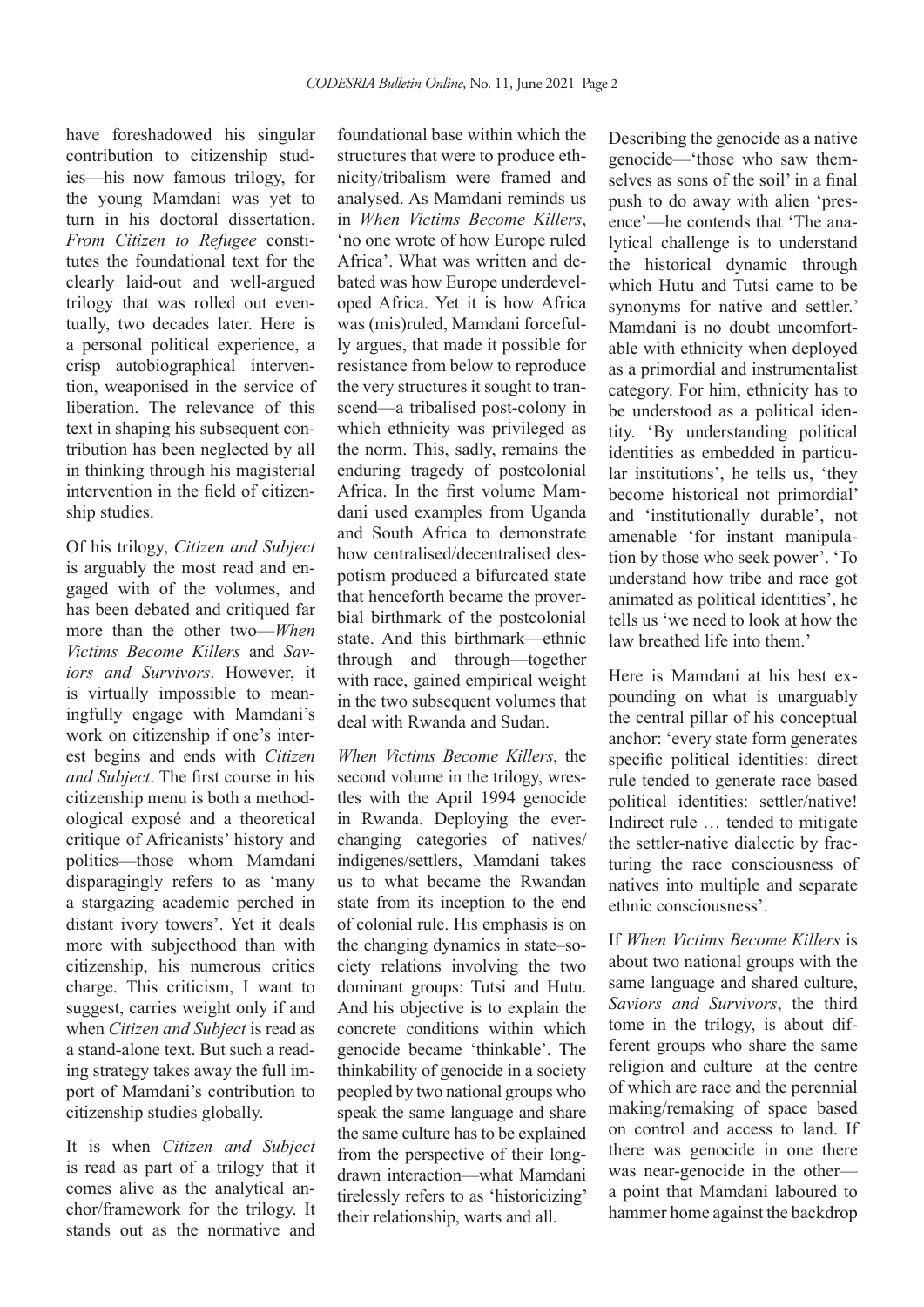have foreshadowed his singular contribution to citizenship studies—his now famous trilogy, for the young Mamdani was yet to turn in his doctoral dissertation. *From Citizen to Refugee* constitutes the foundational text for the clearly laid-out and well-argued trilogy that was rolled out eventually, two decades later. Here is a personal political experience, a crisp autobiographical intervention, weaponised in the service of liberation. The relevance of this text in shaping his subsequent contribution has been neglected by all in thinking through his magisterial intervention in the field of citizenship studies.

Of his trilogy, *Citizen and Subject* is arguably the most read and engaged with of the volumes, and has been debated and critiqued far more than the other two—*When Victims Become Killers* and *Saviors and Survivors*. However, it is virtually impossible to meaningfully engage with Mamdani's work on citizenship if one's interest begins and ends with *Citizen and Subject*. The first course in his citizenship menu is both a methodological exposé and a theoretical critique of Africanists' history and politics—those whom Mamdani disparagingly refers to as 'many a stargazing academic perched in distant ivory towers'. Yet it deals more with subjecthood than with citizenship, his numerous critics charge. This criticism, I want to suggest, carries weight only if and when *Citizen and Subject* is read as a stand-alone text. But such a reading strategy takes away the full import of Mamdani's contribution to citizenship studies globally.

It is when *Citizen and Subject* is read as part of a trilogy that it comes alive as the analytical anchor/framework for the trilogy. It stands out as the normative and foundational base within which the structures that were to produce ethnicity/tribalism were framed and analysed. As Mamdani reminds us in *When Victims Become Killers*, 'no one wrote of how Europe ruled Africa'. What was written and debated was how Europe underdeveloped Africa. Yet it is how Africa was (mis)ruled, Mamdani forcefully argues, that made it possible for resistance from below to reproduce the very structures it sought to transcend—a tribalised post-colony in which ethnicity was privileged as the norm. This, sadly, remains the enduring tragedy of postcolonial Africa. In the first volume Mamdani used examples from Uganda and South Africa to demonstrate how centralised/decentralised despotism produced a bifurcated state that henceforth became the proverbial birthmark of the postcolonial state. And this birthmark—ethnic through and through—together with race, gained empirical weight in the two subsequent volumes that deal with Rwanda and Sudan.

*When Victims Become Killers*, the second volume in the trilogy, wrestles with the April 1994 genocide in Rwanda. Deploying the ever-changing categories of natives/indigenes/settlers, Mamdani takes us to what became the Rwandan state from its inception to the end of colonial rule. His emphasis is on the changing dynamics in state–society relations involving the two dominant groups: Tutsi and Hutu. And his objective is to explain the concrete conditions within which genocide became 'thinkable'. The thinkability of genocide in a society peopled by two national groups who speak the same language and share the same culture has to be explained from the perspective of their long-drawn interaction—what Mamdani tirelessly refers to as 'historicizing' their relationship, warts and all.

Describing the genocide as a native genocide—'those who saw themselves as sons of the soil' in a final push to do away with alien 'presence'—he contends that 'The analytical challenge is to understand the historical dynamic through which Hutu and Tutsi came to be synonyms for native and settler.' Mamdani is no doubt uncomfortable with ethnicity when deployed as a primordial and instrumentalist category. For him, ethnicity has to be understood as a political identity. 'By understanding political identities as embedded in particular institutions', he tells us, 'they become historical not primordial' and 'institutionally durable', not amenable 'for instant manipulation by those who seek power'. 'To understand how tribe and race got animated as political identities', he tells us 'we need to look at how the law breathed life into them.'

Here is Mamdani at his best expounding on what is unarguably the central pillar of his conceptual anchor: 'every state form generates specific political identities: direct rule tended to generate race based political identities: settler/native! Indirect rule … tended to mitigate the settler-native dialectic by fracturing the race consciousness of natives into multiple and separate ethnic consciousness'.

If *When Victims Become Killers* is about two national groups with the same language and shared culture, *Saviors and Survivors*, the third tome in the trilogy, is about different groups who share the same religion and culture at the centre of which are race and the perennial making/remaking of space based on control and access to land. If there was genocide in one there was near-genocide in the other—a point that Mamdani laboured to hammer home against the backdrop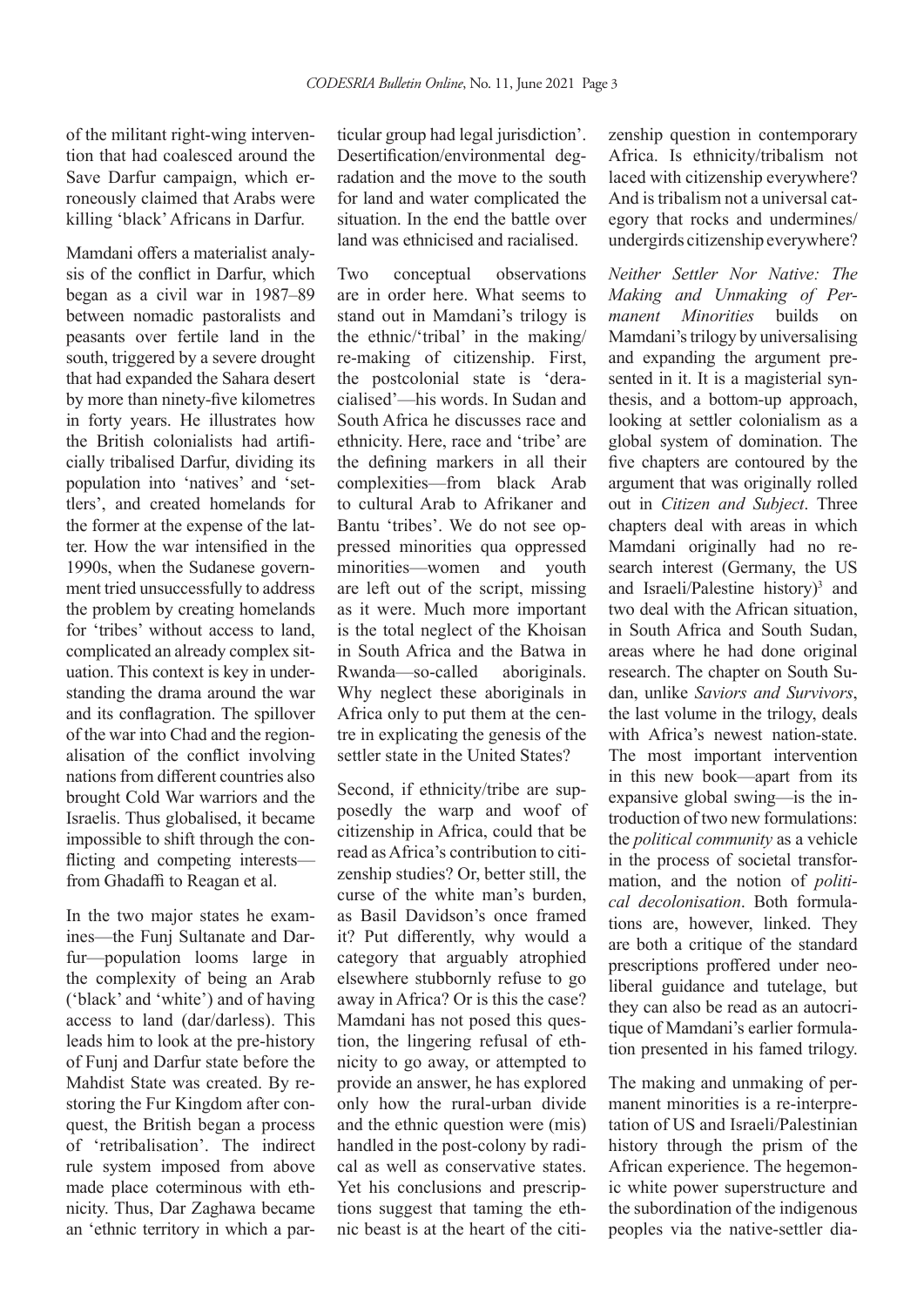of the militant right-wing intervention that had coalesced around the Save Darfur campaign, which erroneously claimed that Arabs were killing 'black' Africans in Darfur.

Mamdani offers a materialist analysis of the conflict in Darfur, which began as a civil war in 1987–89 between nomadic pastoralists and peasants over fertile land in the south, triggered by a severe drought that had expanded the Sahara desert by more than ninety-five kilometres in forty years. He illustrates how the British colonialists had artificially tribalised Darfur, dividing its population into 'natives' and 'settlers', and created homelands for the former at the expense of the latter. How the war intensified in the 1990s, when the Sudanese government tried unsuccessfully to address the problem by creating homelands for 'tribes' without access to land, complicated an already complex situation. This context is key in understanding the drama around the war and its conflagration. The spillover of the war into Chad and the regionalisation of the conflict involving nations from different countries also brought Cold War warriors and the Israelis. Thus globalised, it became impossible to shift through the conflicting and competing interests—from Ghadaffi to Reagan et al.

In the two major states he examines—the Funj Sultanate and Darfur—population looms large in the complexity of being an Arab ('black' and 'white') and of having access to land (dar/darless). This leads him to look at the pre-history of Funj and Darfur state before the Mahdist State was created. By restoring the Fur Kingdom after conquest, the British began a process of 'retribalisation'. The indirect rule system imposed from above made place coterminous with ethnicity. Thus, Dar Zaghawa became an 'ethnic territory in which a particular group had legal jurisdiction'. Desertification/environmental degradation and the move to the south for land and water complicated the situation. In the end the battle over land was ethnicised and racialised.

Two conceptual observations are in order here. What seems to stand out in Mamdani's trilogy is the ethnic/'tribal' in the making/re-making of citizenship. First, the postcolonial state is 'deracialised'—his words. In Sudan and South Africa he discusses race and ethnicity. Here, race and 'tribe' are the defining markers in all their complexities—from black Arab to cultural Arab to Afrikaner and Bantu 'tribes'. We do not see oppressed minorities qua oppressed minorities—women and youth are left out of the script, missing as it were. Much more important is the total neglect of the Khoisan in South Africa and the Batwa in Rwanda—so-called aboriginals. Why neglect these aboriginals in Africa only to put them at the centre in explicating the genesis of the settler state in the United States?

Second, if ethnicity/tribe are supposedly the warp and woof of citizenship in Africa, could that be read as Africa's contribution to citizenship studies? Or, better still, the curse of the white man's burden, as Basil Davidson's once framed it? Put differently, why would a category that arguably atrophied elsewhere stubbornly refuse to go away in Africa? Or is this the case? Mamdani has not posed this question, the lingering refusal of ethnicity to go away, or attempted to provide an answer, he has explored only how the rural-urban divide and the ethnic question were (mis) handled in the post-colony by radical as well as conservative states. Yet his conclusions and prescriptions suggest that taming the ethnic beast is at the heart of the citizenship question in contemporary Africa. Is ethnicity/tribalism not laced with citizenship everywhere? And is tribalism not a universal category that rocks and undermines/undergirds citizenship everywhere?

*Neither Settler Nor Native: The Making and Unmaking of Permanent Minorities* builds on Mamdani's trilogy by universalising and expanding the argument presented in it. It is a magisterial synthesis, and a bottom-up approach, looking at settler colonialism as a global system of domination. The five chapters are contoured by the argument that was originally rolled out in *Citizen and Subject*. Three chapters deal with areas in which Mamdani originally had no research interest (Germany, the US and Israeli/Palestine history)[3] and two deal with the African situation, in South Africa and South Sudan, areas where he had done original research. The chapter on South Sudan, unlike *Saviors and Survivors*, the last volume in the trilogy, deals with Africa's newest nation-state. The most important intervention in this new book—apart from its expansive global swing—is the introduction of two new formulations: the *political community* as a vehicle in the process of societal transformation, and the notion of *political decolonisation*. Both formulations are, however, linked. They are both a critique of the standard prescriptions proffered under neoliberal guidance and tutelage, but they can also be read as an autocritique of Mamdani's earlier formulation presented in his famed trilogy.

The making and unmaking of permanent minorities is a re-interpretation of US and Israeli/Palestinian history through the prism of the African experience. The hegemonic white power superstructure and the subordination of the indigenous peoples via the native-settler dia-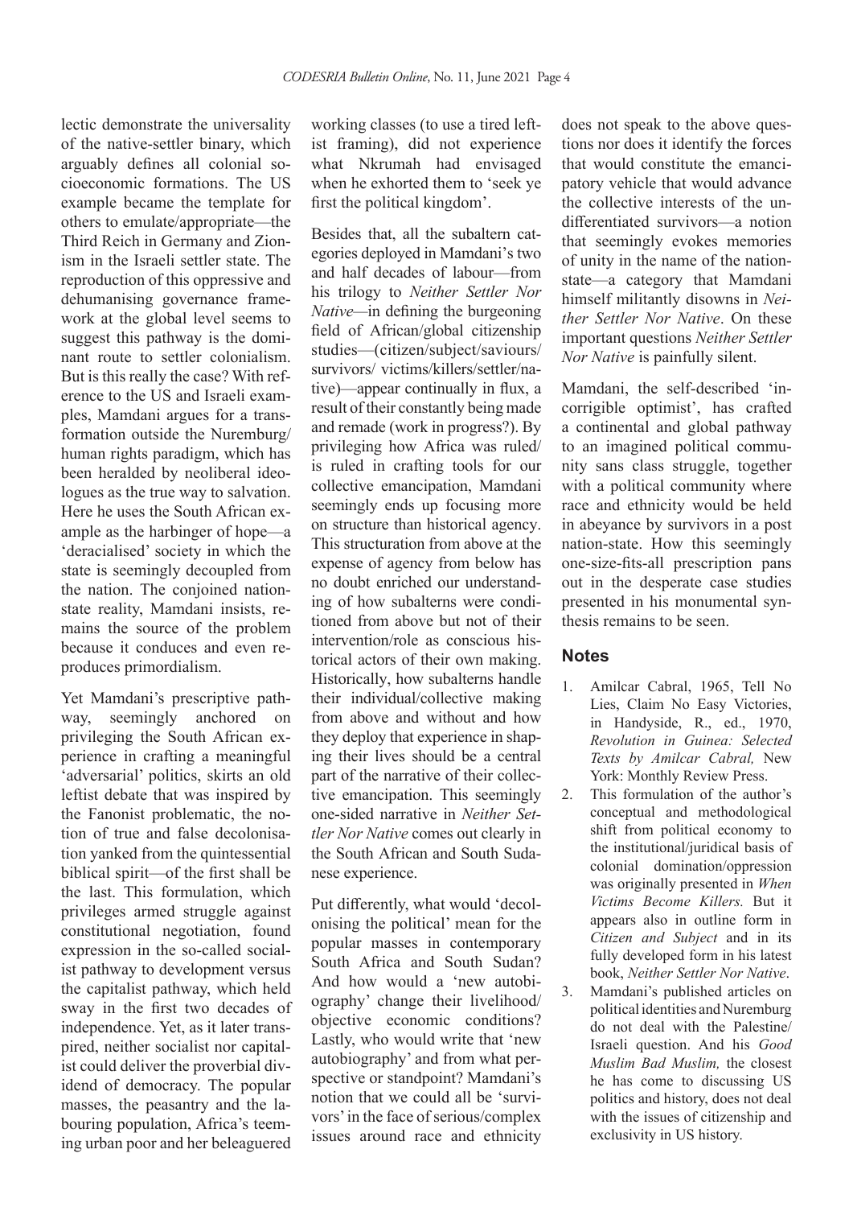lectic demonstrate the universality of the native-settler binary, which arguably defines all colonial socioeconomic formations. The US example became the template for others to emulate/appropriate—the Third Reich in Germany and Zionism in the Israeli settler state. The reproduction of this oppressive and dehumanising governance framework at the global level seems to suggest this pathway is the dominant route to settler colonialism. But is this really the case? With reference to the US and Israeli examples, Mamdani argues for a transformation outside the Nuremburg/ human rights paradigm, which has been heralded by neoliberal ideologues as the true way to salvation. Here he uses the South African example as the harbinger of hope—a 'deracialised' society in which the state is seemingly decoupled from the nation. The conjoined nation-state reality, Mamdani insists, remains the source of the problem because it conduces and even reproduces primordialism.

Yet Mamdani's prescriptive pathway, seemingly anchored on privileging the South African experience in crafting a meaningful 'adversarial' politics, skirts an old leftist debate that was inspired by the Fanonist problematic, the notion of true and false decolonisation yanked from the quintessential biblical spirit—of the first shall be the last. This formulation, which privileges armed struggle against constitutional negotiation, found expression in the so-called socialist pathway to development versus the capitalist pathway, which held sway in the first two decades of independence. Yet, as it later transpired, neither socialist nor capitalist could deliver the proverbial dividend of democracy. The popular masses, the peasantry and the labouring population, Africa's teeming urban poor and her beleaguered working classes (to use a tired leftist framing), did not experience what Nkrumah had envisaged when he exhorted them to 'seek ye first the political kingdom'.

Besides that, all the subaltern categories deployed in Mamdani's two and half decades of labour—from his trilogy to *Neither Settler Nor Native*—in defining the burgeoning field of African/global citizenship studies—(citizen/subject/saviours/ survivors/ victims/killers/settler/native)—appear continually in flux, a result of their constantly being made and remade (work in progress?). By privileging how Africa was ruled/ is ruled in crafting tools for our collective emancipation, Mamdani seemingly ends up focusing more on structure than historical agency. This structuration from above at the expense of agency from below has no doubt enriched our understanding of how subalterns were conditioned from above but not of their intervention/role as conscious historical actors of their own making. Historically, how subalterns handle their individual/collective making from above and without and how they deploy that experience in shaping their lives should be a central part of the narrative of their collective emancipation. This seemingly one-sided narrative in *Neither Settler Nor Native* comes out clearly in the South African and South Sudanese experience.

Put differently, what would 'decolonising the political' mean for the popular masses in contemporary South Africa and South Sudan? And how would a 'new autobiography' change their livelihood/ objective economic conditions? Lastly, who would write that 'new autobiography' and from what perspective or standpoint? Mamdani's notion that we could all be 'survivors' in the face of serious/complex issues around race and ethnicity does not speak to the above questions nor does it identify the forces that would constitute the emancipatory vehicle that would advance the collective interests of the undifferentiated survivors—a notion that seemingly evokes memories of unity in the name of the nation-state—a category that Mamdani himself militantly disowns in *Neither Settler Nor Native*. On these important questions *Neither Settler Nor Native* is painfully silent.

Mamdani, the self-described 'incorrigible optimist', has crafted a continental and global pathway to an imagined political community sans class struggle, together with a political community where race and ethnicity would be held in abeyance by survivors in a post nation-state. How this seemingly one-size-fits-all prescription pans out in the desperate case studies presented in his monumental synthesis remains to be seen.

## Notes

1. Amilcar Cabral, 1965, Tell No Lies, Claim No Easy Victories, in Handyside, R., ed., 1970, *Revolution in Guinea: Selected Texts by Amilcar Cabral,* New York: Monthly Review Press.
2. This formulation of the author's conceptual and methodological shift from political economy to the institutional/juridical basis of colonial domination/oppression was originally presented in *When Victims Become Killers.* But it appears also in outline form in *Citizen and Subject* and in its fully developed form in his latest book, *Neither Settler Nor Native*.
3. Mamdani's published articles on political identities and Nuremburg do not deal with the Palestine/ Israeli question. And his *Good Muslim Bad Muslim,* the closest he has come to discussing US politics and history, does not deal with the issues of citizenship and exclusivity in US history.